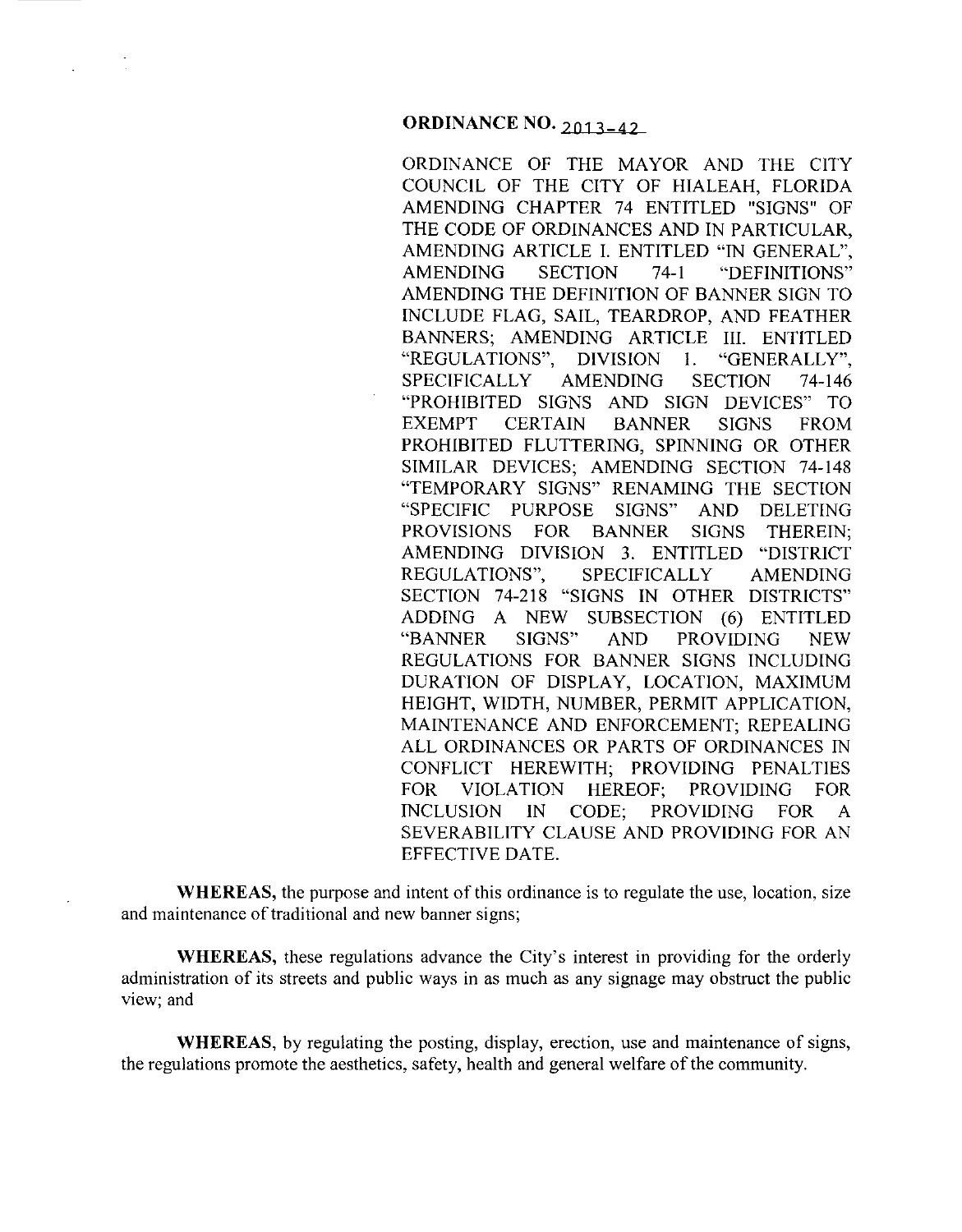# ORDINANCE NO. 2013-42

ORDINANCE OF THE MAYOR AND THE CITY COUNCIL OF THE CITY OF HIALEAH, FLORIDA AMENDING CHAPTER 74 ENTITLED "SIGNS" OF THE CODE OF ORDINANCES AND IN PARTICULAR, AMENDING ARTICLE I. ENTITLED "IN GENERAL", AMENDING SECTION 74-1 "DEFINITIONS" AMENDING THE DEFINITION OF BANNER SIGN TO INCLUDE FLAG, SAIL, TEARDROP, AND FEATHER BANNERS; AMENDING ARTICLE III. ENTITLED "REGULATIONS", DIVISION 1. "GENERALLY", SPECIFICALLY AMENDING SECTION 74-146 "PROHIBITED SIGNS AND SIGN DEVICES" TO EXEMPT CERTAIN BANNER SIGNS FROM PROHIBITED FLUTTERING, SPINNING OR OTHER SIMILAR DEVICES; AMENDING SECTION 74-148 "TEMPORARY SIGNS" RENAMING THE SECTION "SPECIFIC PURPOSE SIGNS" AND DELETING PROVISIONS FOR BANNER SIGNS THEREIN; AMENDING DIVISION 3. ENTITLED "DISTRICT REGULATIONS", SPECIFICALLY AMENDING SECTION 74-218 "SIGNS IN OTHER DISTRICTS" ADDING A NEW SUBSECTION (6) ENTITLED "BANNER SIGNS" AND PROVIDING NEW REGULATIONS FOR BANNER SIGNS INCLUDING DURATION OF DISPLAY, LOCATION, MAXIMUM HEIGHT, WIDTH, NUMBER, PERMIT APPLICATION, MAINTENANCE AND ENFORCEMENT; REPEALING ALL ORDINANCES OR PARTS OF ORDINANCES IN CONFLICT HEREWITH; PROVIDING PENALTIES FOR VIOLATION HEREOF; PROVIDING FOR INCLUSION IN CODE; PROVIDING FOR A SEVERABILITY CLAUSE AND PROVIDING FOR AN EFFECTIVE DATE.

**WHEREAS,** the purpose and intent of this ordinance is to regulate the use, location, size and maintenance of traditional and new banner signs;

**WHEREAS,** these regulations advance the City's interest in providing for the orderly administration of its streets and public ways in as much as any signage may obstruct the public view; and

**WHEREAS,** by regulating the posting, display, erection, use and maintenance of signs, the regulations promote the aesthetics, safety, health and general welfare of the community.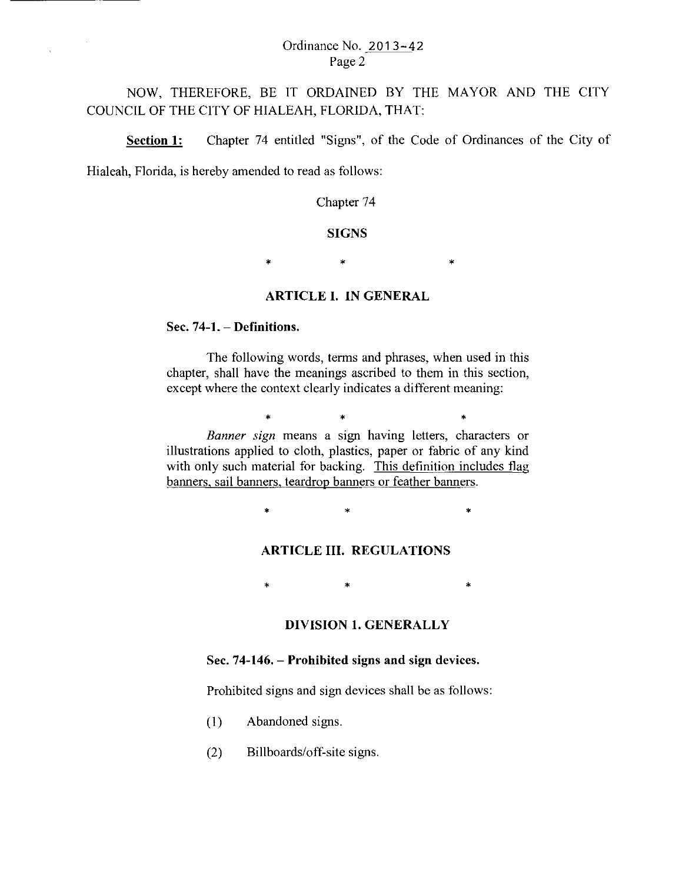NOW, THEREFORE, BE IT ORDAINED BY THE MAYOR AND THE CITY COUNCIL OF THE CITY OF HIALEAH, FLORIDA, THAT:

**Section 1:** Chapter 74 entitled "Signs", of the Code of Ordinances of the City of Hialeah, Florida, is hereby amended to read as follows:

Chapter 74

**SIGNS**

\* \* \*

**ARTICLE I. IN GENERAL**

**Sec. 74-1. – Definitions.**

The following words, terms and phrases, when used in this chapter, shall have the meanings ascribed to them in this section, except where the context clearly indicates a different meaning:

\* \* \*

*Banner sign* means a sign having letters, characters or illustrations applied to cloth, plastics, paper or fabric of any kind with only such material for backing. <u>This definition includes flag banners, sail banners, teardrop banners or feather banners.</u>

\* \* \*

**ARTICLE III. REGULATIONS**

\* \* \*

**DIVISION 1. GENERALLY**

**Sec. 74-146. – Prohibited signs and sign devices.**

Prohibited signs and sign devices shall be as follows:

(1) Abandoned signs.

(2) Billboards/off-site signs.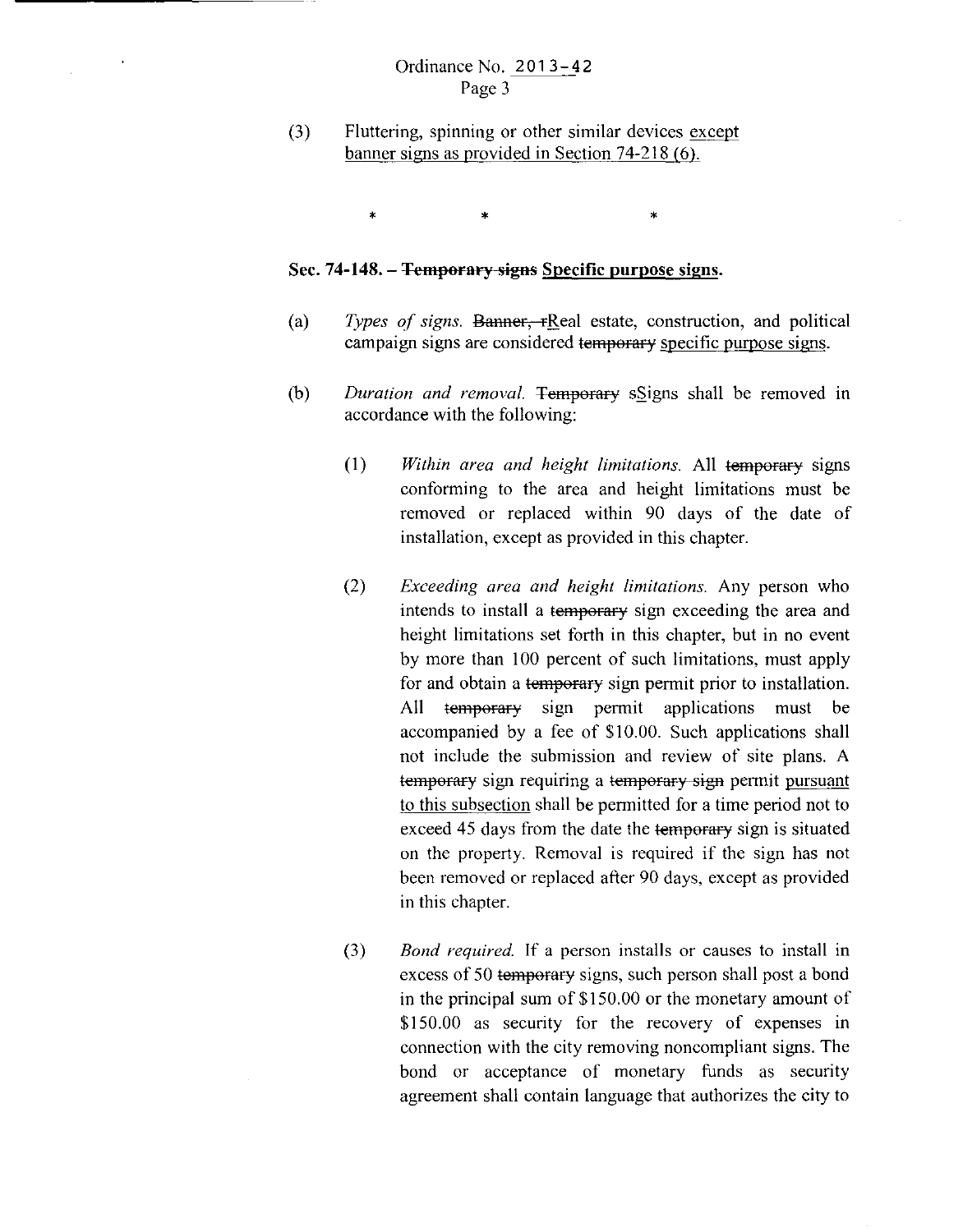(3) Fluttering, spinning or other similar devices <u>except banner signs as provided in Section 74-218 (6).</u>

\* \* \*

**Sec. 74-148. – ~~Temporary signs~~ <u>Specific purpose signs</u>.**

(a) *Types of signs.* ~~Banner, r~~<u>R</u>eal estate, construction, and political campaign signs are considered ~~temporary~~ <u>specific purpose signs</u>.

(b) *Duration and removal.* ~~Temporary s~~<u>S</u>igns shall be removed in accordance with the following:

(1) *Within area and height limitations.* All ~~temporary~~ signs conforming to the area and height limitations must be removed or replaced within 90 days of the date of installation, except as provided in this chapter.

(2) *Exceeding area and height limitations.* Any person who intends to install a ~~temporary~~ sign exceeding the area and height limitations set forth in this chapter, but in no event by more than 100 percent of such limitations, must apply for and obtain a ~~temporary~~ sign permit prior to installation. All ~~temporary~~ sign permit applications must be accompanied by a fee of $10.00. Such applications shall not include the submission and review of site plans. A ~~temporary~~ sign requiring a ~~temporary sign~~ permit <u>pursuant to this subsection</u> shall be permitted for a time period not to exceed 45 days from the date the ~~temporary~~ sign is situated on the property. Removal is required if the sign has not been removed or replaced after 90 days, except as provided in this chapter.

(3) *Bond required.* If a person installs or causes to install in excess of 50 ~~temporary~~ signs, such person shall post a bond in the principal sum of $150.00 or the monetary amount of $150.00 as security for the recovery of expenses in connection with the city removing noncompliant signs. The bond or acceptance of monetary funds as security agreement shall contain language that authorizes the city to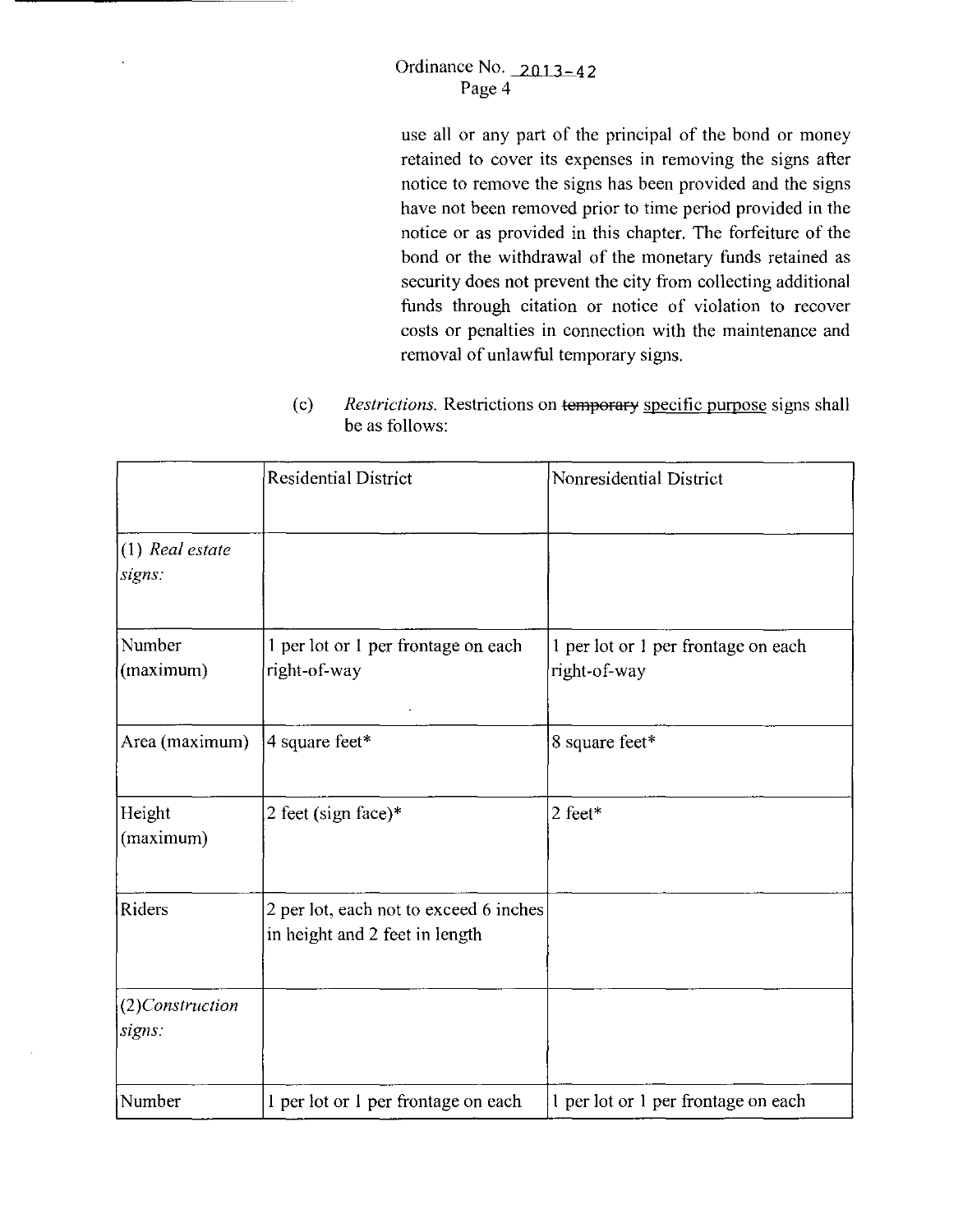use all or any part of the principal of the bond or money retained to cover its expenses in removing the signs after notice to remove the signs has been provided and the signs have not been removed prior to time period provided in the notice or as provided in this chapter. The forfeiture of the bond or the withdrawal of the monetary funds retained as security does not prevent the city from collecting additional funds through citation or notice of violation to recover costs or penalties in connection with the maintenance and removal of unlawful temporary signs.

(c) *Restrictions.* Restrictions on ~~temporary~~ <u>specific purpose</u> signs shall be as follows:

| | Residential District | Nonresidential District |
|---|---|---|
| (1) *Real estate signs:* | | |
| Number (maximum) | 1 per lot or 1 per frontage on each right-of-way | 1 per lot or 1 per frontage on each right-of-way |
| Area (maximum) | 4 square feet* | 8 square feet* |
| Height (maximum) | 2 feet (sign face)* | 2 feet* |
| Riders | 2 per lot, each not to exceed 6 inches in height and 2 feet in length | |
| (2)*Construction signs:* | | |
| Number | 1 per lot or 1 per frontage on each | 1 per lot or 1 per frontage on each |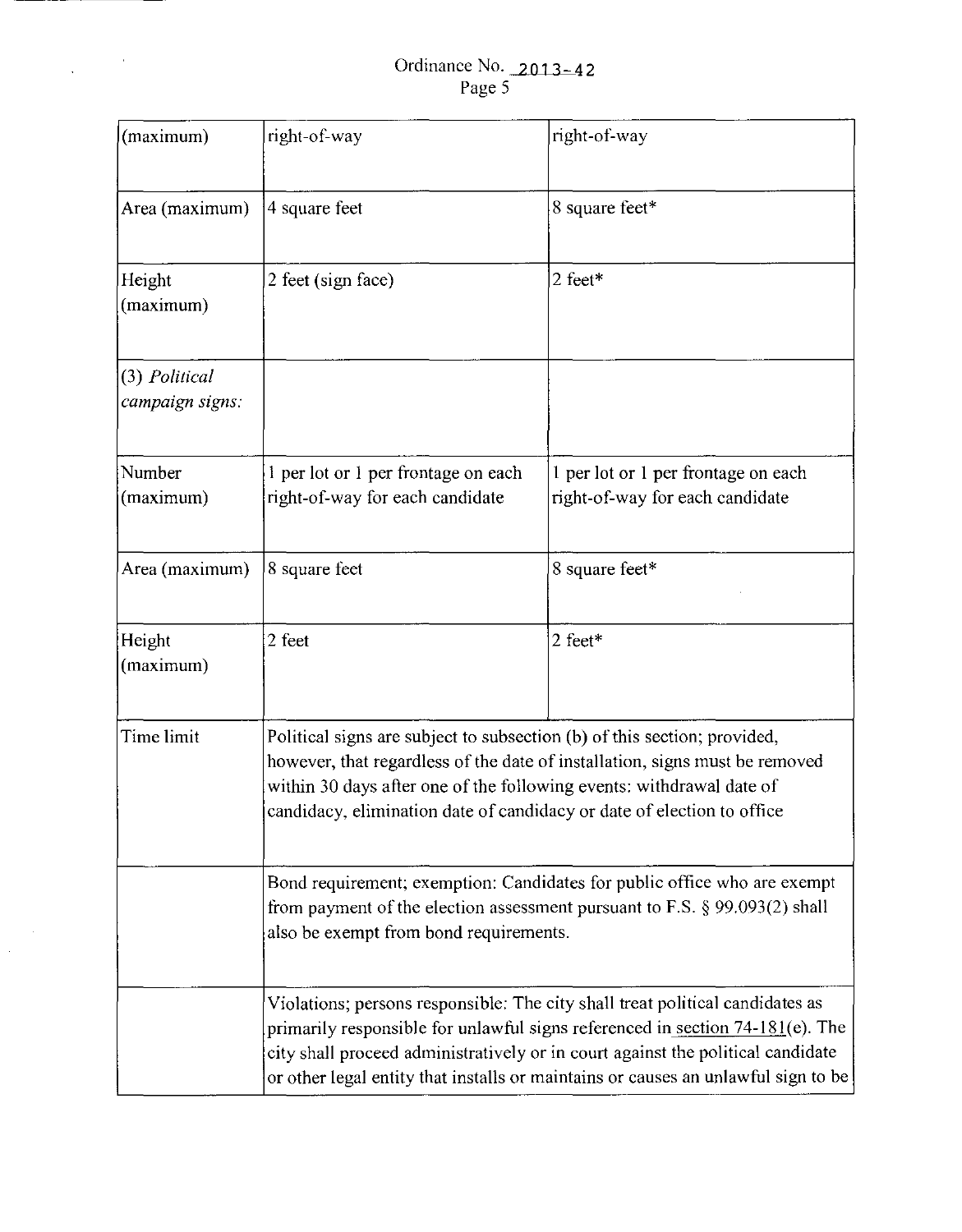Ordinance No. 2013-42

| (maximum) | right-of-way | right-of-way |
|---|---|---|
| Area (maximum) | 4 square feet | 8 square feet* |
| Height (maximum) | 2 feet (sign face) | 2 feet* |
| (3) *Political campaign signs:* | | |
| Number (maximum) | 1 per lot or 1 per frontage on each right-of-way for each candidate | 1 per lot or 1 per frontage on each right-of-way for each candidate |
| Area (maximum) | 8 square feet | 8 square feet* |
| Height (maximum) | 2 feet | 2 feet* |
| Time limit | Political signs are subject to subsection (b) of this section; provided, however, that regardless of the date of installation, signs must be removed within 30 days after one of the following events: withdrawal date of candidacy, elimination date of candidacy or date of election to office | |
| | Bond requirement; exemption: Candidates for public office who are exempt from payment of the election assessment pursuant to F.S. § 99.093(2) shall also be exempt from bond requirements. | |
| | Violations; persons responsible: The city shall treat political candidates as primarily responsible for unlawful signs referenced in section 74-181(e). The city shall proceed administratively or in court against the political candidate or other legal entity that installs or maintains or causes an unlawful sign to be | |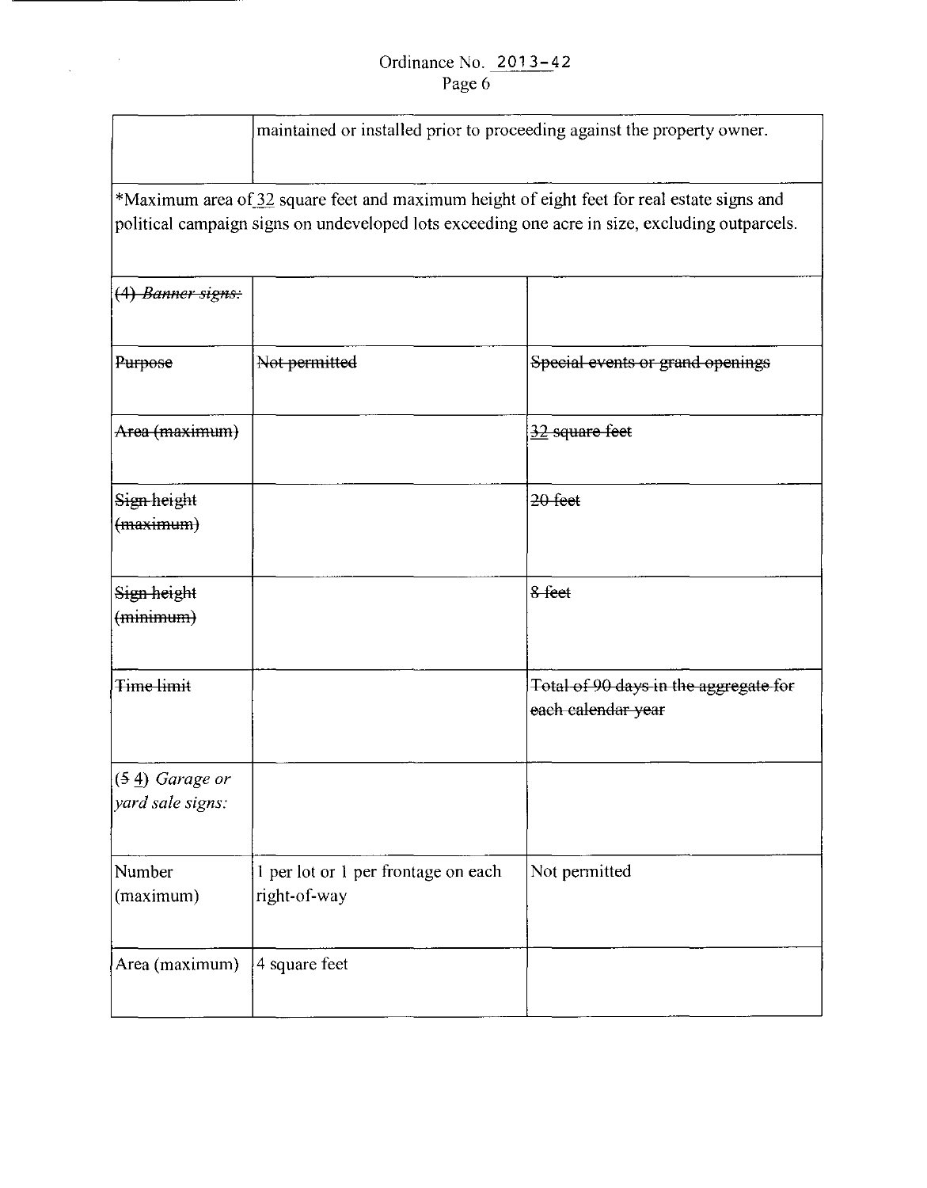| | maintained or installed prior to proceeding against the property owner. | |
|---|---|---|
| *Maximum area of 32 square feet and maximum height of eight feet for real estate signs and political campaign signs on undeveloped lots exceeding one acre in size, excluding outparcels. | | |
| ~~(4) *Banner signs:*~~ | | |
| ~~Purpose~~ | ~~Not permitted~~ | ~~Special events or grand openings~~ |
| ~~Area (maximum)~~ | | ~~32 square feet~~ |
| ~~Sign height (maximum)~~ | | ~~20 feet~~ |
| ~~Sign height (minimum)~~ | | ~~8 feet~~ |
| ~~Time limit~~ | | ~~Total of 90 days in the aggregate for each calendar year~~ |
| (~~5~~ 4) *Garage or yard sale signs:* | | |
| Number (maximum) | 1 per lot or 1 per frontage on each right-of-way | Not permitted |
| Area (maximum) | 4 square feet | |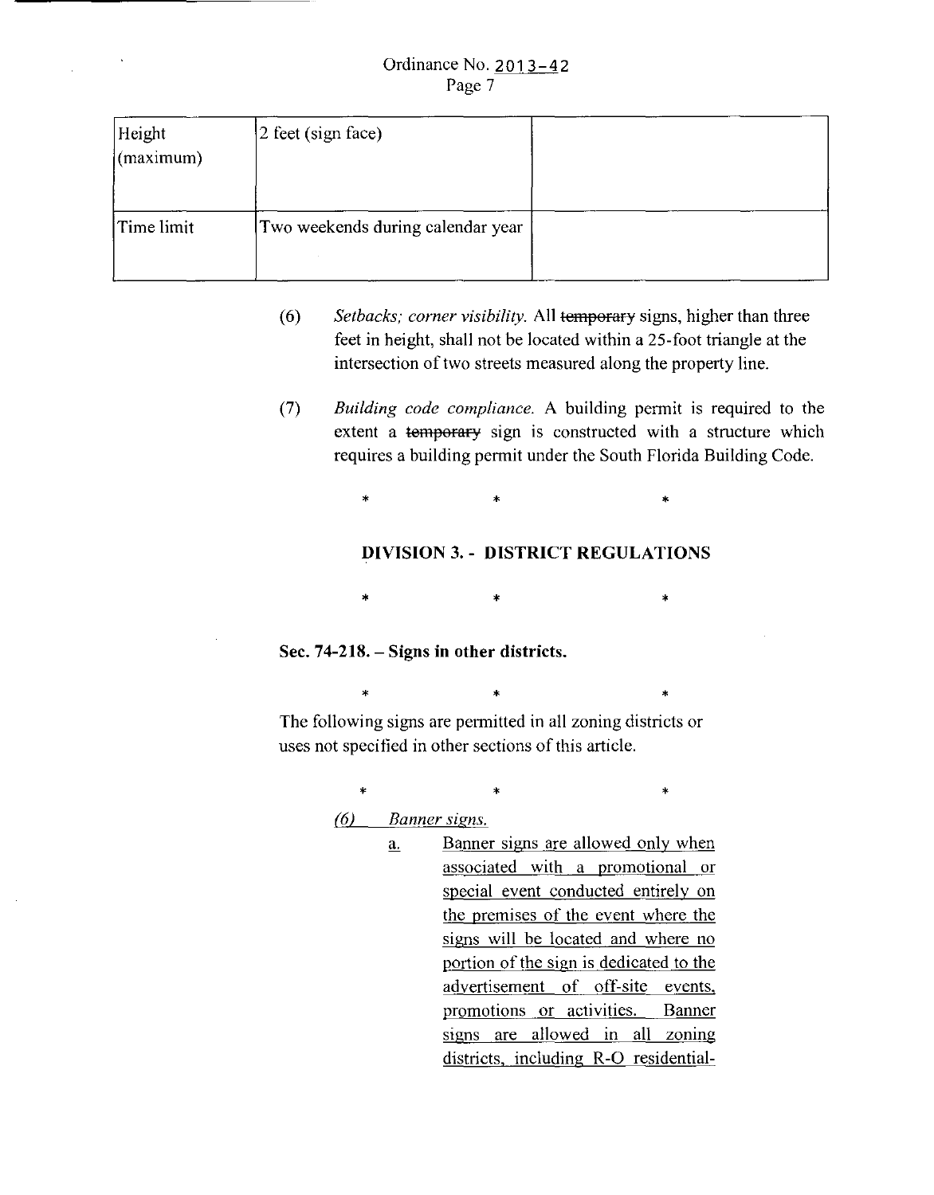| Height (maximum) | 2 feet (sign face) | |
|---|---|---|
| Time limit | Two weekends during calendar year | |

(6) *Setbacks; corner visibility.* All ~~temporary~~ signs, higher than three feet in height, shall not be located within a 25-foot triangle at the intersection of two streets measured along the property line.

(7) *Building code compliance.* A building permit is required to the extent a ~~temporary~~ sign is constructed with a structure which requires a building permit under the South Florida Building Code.

\* \* \*

**DIVISION 3. - DISTRICT REGULATIONS**

\* \* \*

**Sec. 74-218. – Signs in other districts.**

\* \* \*

The following signs are permitted in all zoning districts or uses not specified in other sections of this article.

\* \* \*

<u>*(6)* *Banner signs.*</u>

<u>a.</u> <u>Banner signs are allowed only when associated with a promotional or special event conducted entirely on the premises of the event where the signs will be located and where no portion of the sign is dedicated to the advertisement of off-site events, promotions or activities. Banner signs are allowed in all zoning districts, including R-O residential-</u>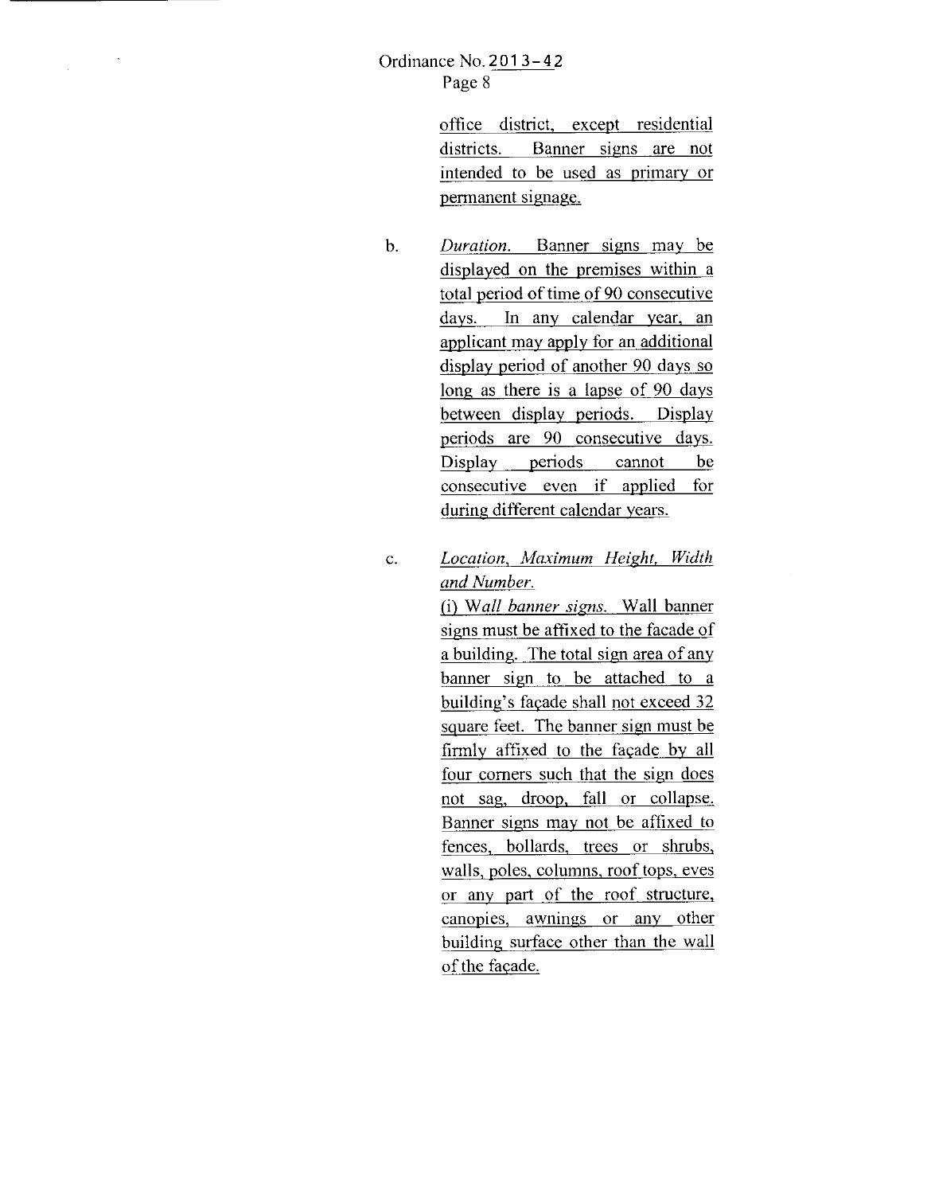office district, except residential districts. Banner signs are not intended to be used as primary or permanent signage.

b. *Duration.* Banner signs may be displayed on the premises within a total period of time of 90 consecutive days. In any calendar year, an applicant may apply for an additional display period of another 90 days so long as there is a lapse of 90 days between display periods. Display periods are 90 consecutive days. Display periods cannot be consecutive even if applied for during different calendar years.

c. *Location, Maximum Height, Width and Number.*

(i) *Wall banner signs.* Wall banner signs must be affixed to the facade of a building. The total sign area of any banner sign to be attached to a building's façade shall not exceed 32 square feet. The banner sign must be firmly affixed to the façade by all four corners such that the sign does not sag, droop, fall or collapse. Banner signs may not be affixed to fences, bollards, trees or shrubs, walls, poles, columns, roof tops, eves or any part of the roof structure, canopies, awnings or any other building surface other than the wall of the façade.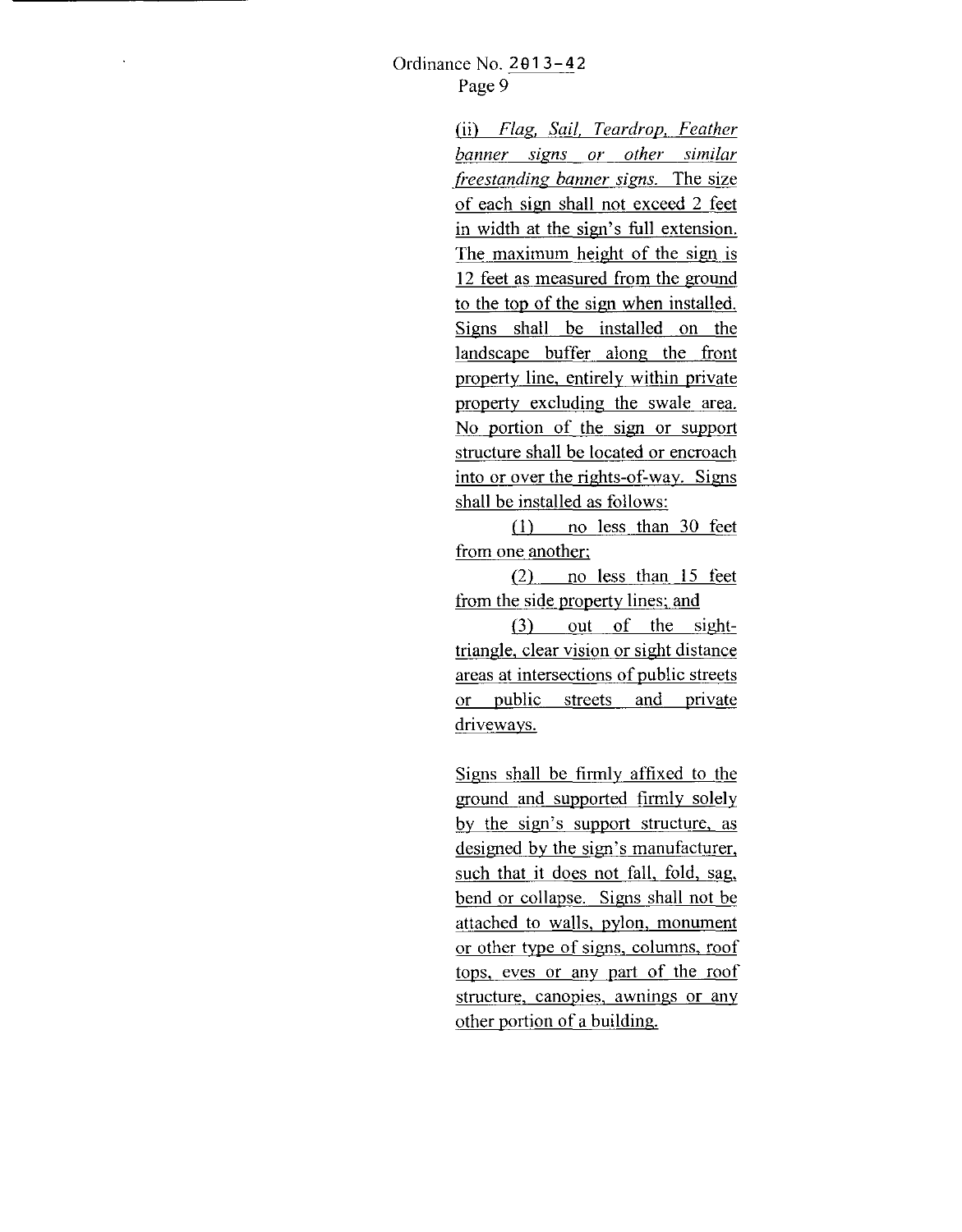(ii) *Flag, Sail, Teardrop, Feather banner signs or other similar freestanding banner signs.* The size of each sign shall not exceed 2 feet in width at the sign's full extension. The maximum height of the sign is 12 feet as measured from the ground to the top of the sign when installed. Signs shall be installed on the landscape buffer along the front property line, entirely within private property excluding the swale area. No portion of the sign or support structure shall be located or encroach into or over the rights-of-way. Signs shall be installed as follows:

(1) no less than 30 feet from one another;

(2) no less than 15 feet from the side property lines; and

(3) out of the sight-triangle, clear vision or sight distance areas at intersections of public streets or public streets and private driveways.

Signs shall be firmly affixed to the ground and supported firmly solely by the sign's support structure, as designed by the sign's manufacturer, such that it does not fall, fold, sag, bend or collapse. Signs shall not be attached to walls, pylon, monument or other type of signs, columns, roof tops, eves or any part of the roof structure, canopies, awnings or any other portion of a building.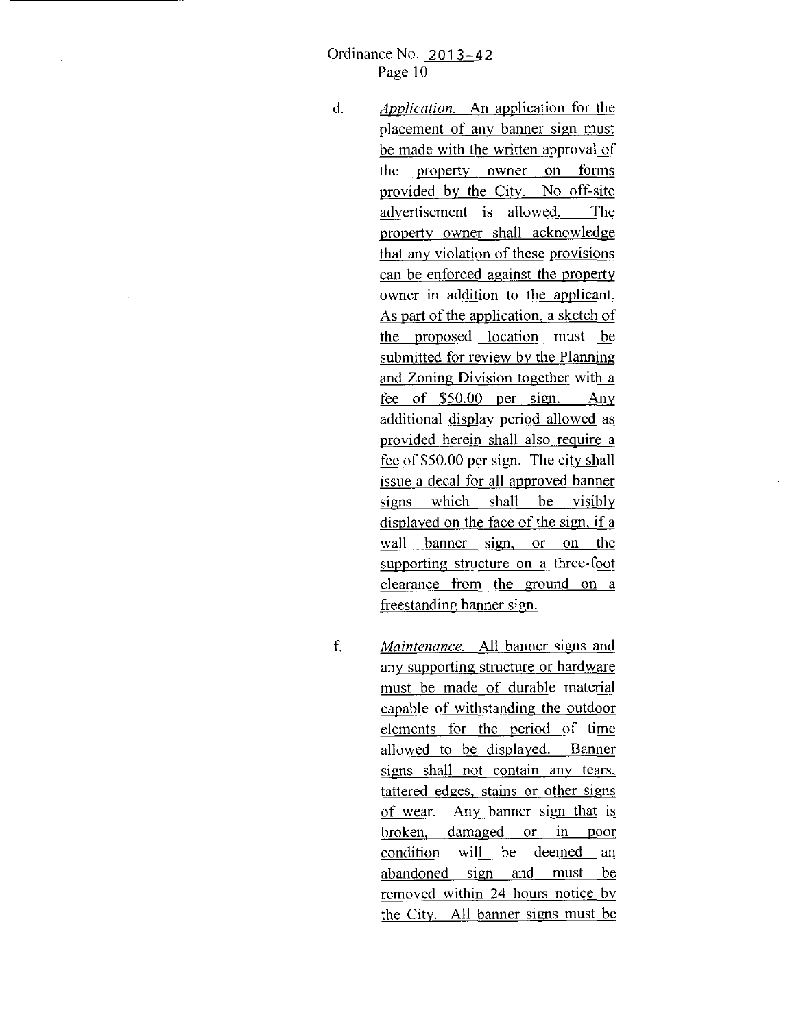d. *Application.* An application for the placement of any banner sign must be made with the written approval of the property owner on forms provided by the City. No off-site advertisement is allowed. The property owner shall acknowledge that any violation of these provisions can be enforced against the property owner in addition to the applicant. As part of the application, a sketch of the proposed location must be submitted for review by the Planning and Zoning Division together with a fee of $50.00 per sign. Any additional display period allowed as provided herein shall also require a fee of $50.00 per sign. The city shall issue a decal for all approved banner signs which shall be visibly displayed on the face of the sign, if a wall banner sign, or on the supporting structure on a three-foot clearance from the ground on a freestanding banner sign.

f. *Maintenance.* All banner signs and any supporting structure or hardware must be made of durable material capable of withstanding the outdoor elements for the period of time allowed to be displayed. Banner signs shall not contain any tears, tattered edges, stains or other signs of wear. Any banner sign that is broken, damaged or in poor condition will be deemed an abandoned sign and must be removed within 24 hours notice by the City. All banner signs must be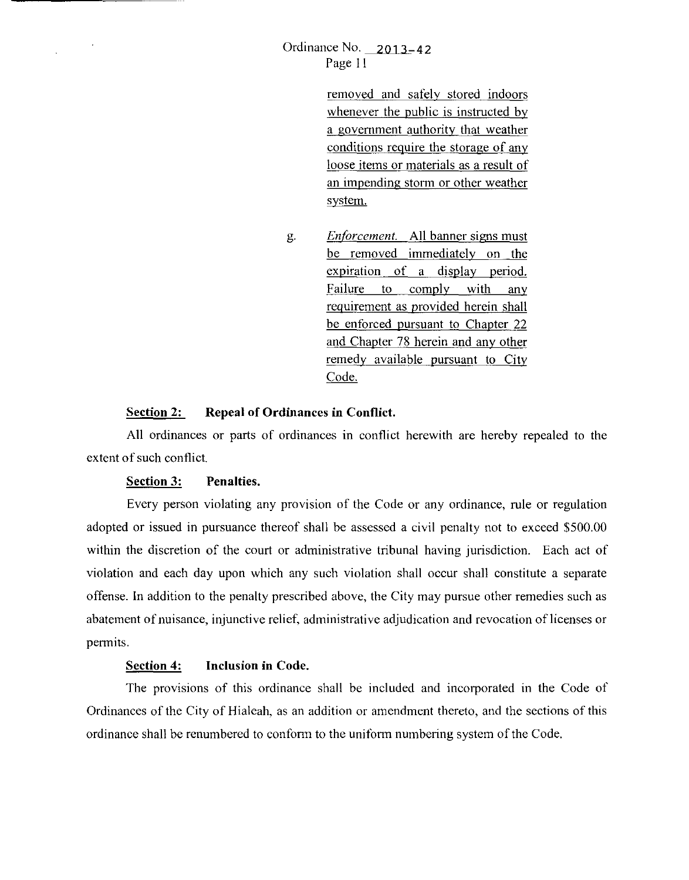removed and safely stored indoors whenever the public is instructed by a government authority that weather conditions require the storage of any loose items or materials as a result of an impending storm or other weather system.

g. *Enforcement.* All banner signs must be removed immediately on the expiration of a display period. Failure to comply with any requirement as provided herein shall be enforced pursuant to Chapter 22 and Chapter 78 herein and any other remedy available pursuant to City Code.

**Section 2: Repeal of Ordinances in Conflict.**

All ordinances or parts of ordinances in conflict herewith are hereby repealed to the extent of such conflict.

**Section 3: Penalties.**

Every person violating any provision of the Code or any ordinance, rule or regulation adopted or issued in pursuance thereof shall be assessed a civil penalty not to exceed $500.00 within the discretion of the court or administrative tribunal having jurisdiction. Each act of violation and each day upon which any such violation shall occur shall constitute a separate offense. In addition to the penalty prescribed above, the City may pursue other remedies such as abatement of nuisance, injunctive relief, administrative adjudication and revocation of licenses or permits.

**Section 4: Inclusion in Code.**

The provisions of this ordinance shall be included and incorporated in the Code of Ordinances of the City of Hialeah, as an addition or amendment thereto, and the sections of this ordinance shall be renumbered to conform to the uniform numbering system of the Code.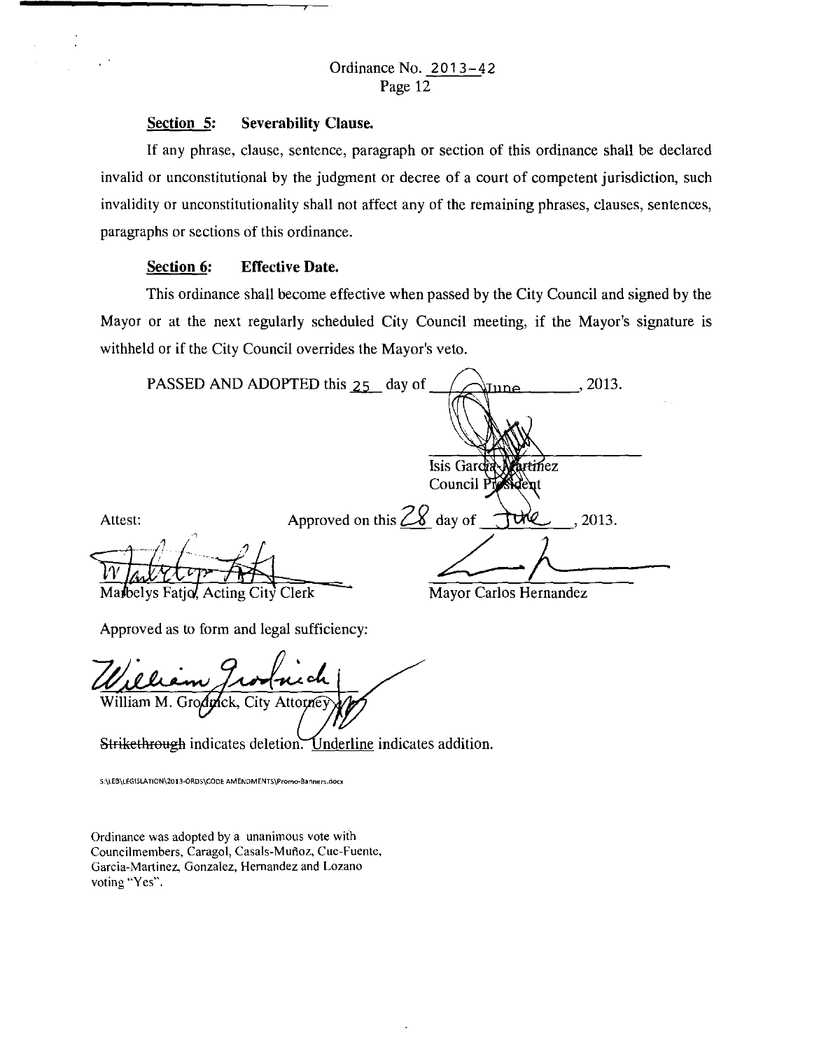Ordinance No. 2013-42

**Section 5: Severability Clause.**

If any phrase, clause, sentence, paragraph or section of this ordinance shall be declared invalid or unconstitutional by the judgment or decree of a court of competent jurisdiction, such invalidity or unconstitutionality shall not affect any of the remaining phrases, clauses, sentences, paragraphs or sections of this ordinance.

**Section 6: Effective Date.**

This ordinance shall become effective when passed by the City Council and signed by the Mayor or at the next regularly scheduled City Council meeting, if the Mayor's signature is withheld or if the City Council overrides the Mayor's veto.

PASSED AND ADOPTED this 25 day of June, 2013.

Isis Garcia-Martinez
Council President

Attest:

Approved on this 28 day of June, 2013.

Marbelys Fatjo, Acting City Clerk

Mayor Carlos Hernandez

Approved as to form and legal sufficiency:

William M. Grodnick, City Attorney

~~Strikethrough~~ indicates deletion. Underline indicates addition.

S:\LEB\LEGISLATION\2013-ORDS\CODE AMENDMENTS\Promo-Banners.docx

Ordinance was adopted by a unanimous vote with Councilmembers, Caragol, Casals-Muñoz, Cue-Fuente, Garcia-Martinez, Gonzalez, Hernandez and Lozano voting "Yes".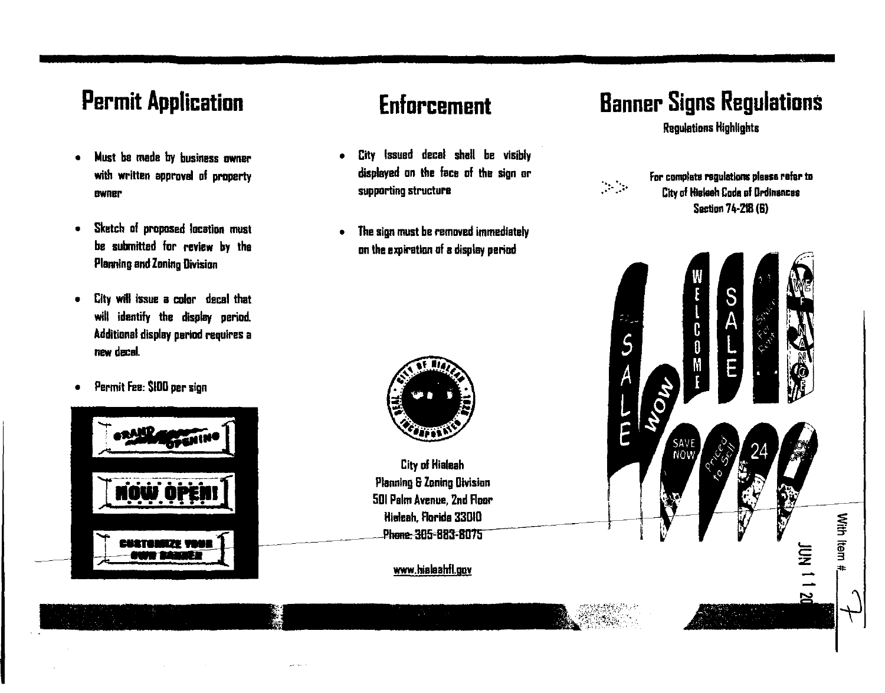## Permit Application

- Must be made by business owner with written approval of property owner
- Sketch of proposed location must be submitted for review by the Planning and Zoning Division
- City will issue a color decal that will identify the display period. Additional display period requires a new decal.
- Permit Fee: $100 per sign

## Enforcement

- City Issued decal shall be visibly displayed on the face of the sign or supporting structure
- The sign must be removed immediately on the expiration of a display period

City of Hialeah
Planning & Zoning Division
501 Palm Avenue, 2nd Floor
Hialeah, Florida 33010
Phone: 305-883-8075

www.hialeahfl.gov

# Banner Signs Regulations

### Regulations Highlights

For complete regulations please refer to
City of Hialeah Code of Ordinances
Section 74-218 (6)

With Item # 7
JUN 11 20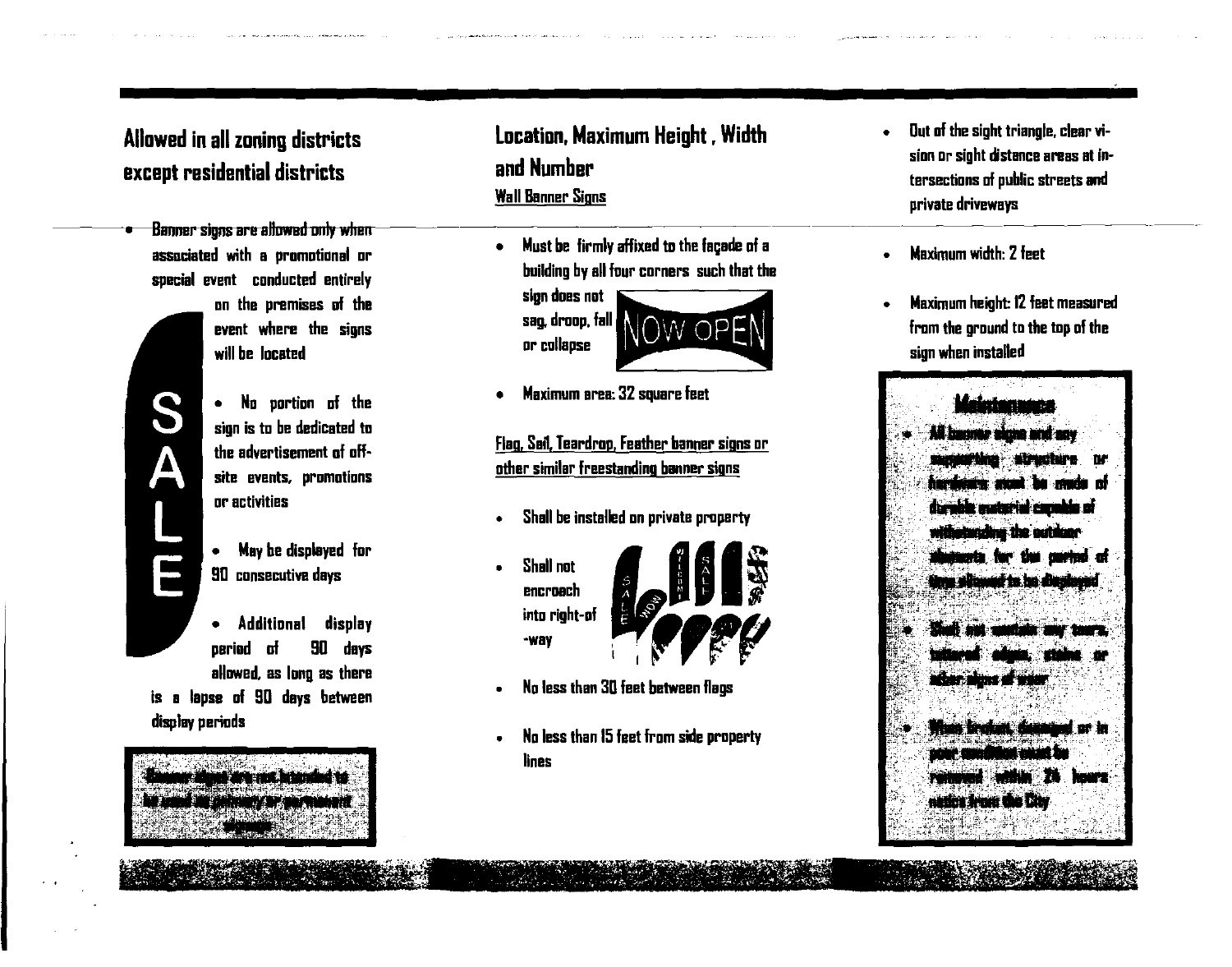## Allowed in all zoning districts except residential districts

- Banner signs are allowed only when associated with a promotional or special event conducted entirely on the premises of the event where the signs will be located
- No portion of the sign is to be dedicated to the advertisement of off-site events, promotions or activities
- May be displayed for 90 consecutive days
- Additional display period of 90 days allowed, as long as there is a lapse of 90 days between display periods

Banner signs are not intended to be used as primary or permanent signage

## Location, Maximum Height, Width and Number

### Wall Banner Signs

- Must be firmly affixed to the façade of a building by all four corners such that the sign does not sag, droop, fall or collapse
- Maximum area: 32 square feet

### Flag, Sail, Teardrop, Feather banner signs or other similar freestanding banner signs

- Shall be installed on private property
- Shall not encroach into right-of-way
- No less than 30 feet between flags
- No less than 15 feet from side property lines
- Out of the sight triangle, clear vision or sight distance areas at intersections of public streets and private driveways
- Maximum width: 2 feet
- Maximum height: 12 feet measured from the ground to the top of the sign when installed

### Maintenance

- All banner signs and any supporting structure or hardware must be made of durable material capable of withstanding the outdoor elements for the period of time allowed to be displayed
- Shall not contain any tears, tattered edges, stains or other signs of wear
- When broken, damaged or in poor condition must be removed within 24 hours notice from the City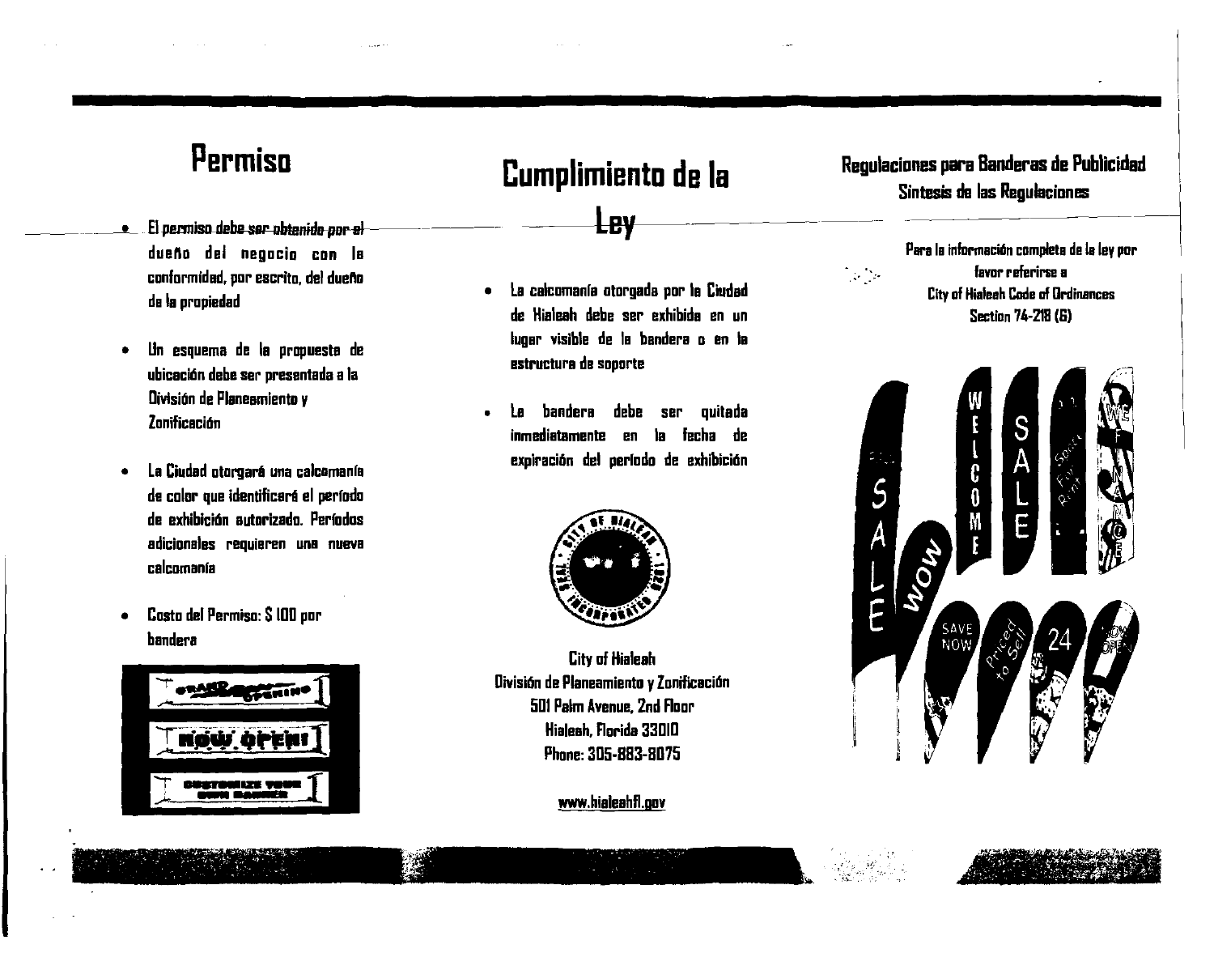## Permiso

- El permiso debe ser obtenido por el dueño del negocio con la conformidad, por escrito, del dueño de la propiedad
- Un esquema de la propuesta de ubicación debe ser presentada a la División de Planeamiento y Zonificación
- La Ciudad otorgará una calcomanía de color que identificará el período de exhibición autorizado. Períodos adicionales requieren una nueva calcomanía
- Costo del Permiso: $ 100 por bandera

## Cumplimiento de la Ley

- La calcomanía otorgada por la Ciudad de Hialeah debe ser exhibida en un lugar visible de la bandera o en la estructura de soporte
- La bandera debe ser quitada inmediatamente en la fecha de expiración del período de exhibición

City of Hialeah
División de Planeamiento y Zonificación
501 Palm Avenue, 2nd Floor
Hialeah, Florida 33010
Phone: 305-883-8075

www.hialeahfl.gov

## Regulaciones para Banderas de Publicidad

### Síntesis de las Regulaciones

Para la información completa de la ley por favor referirse a
City of Hialeah Code of Ordinances
Section 74-218 (6)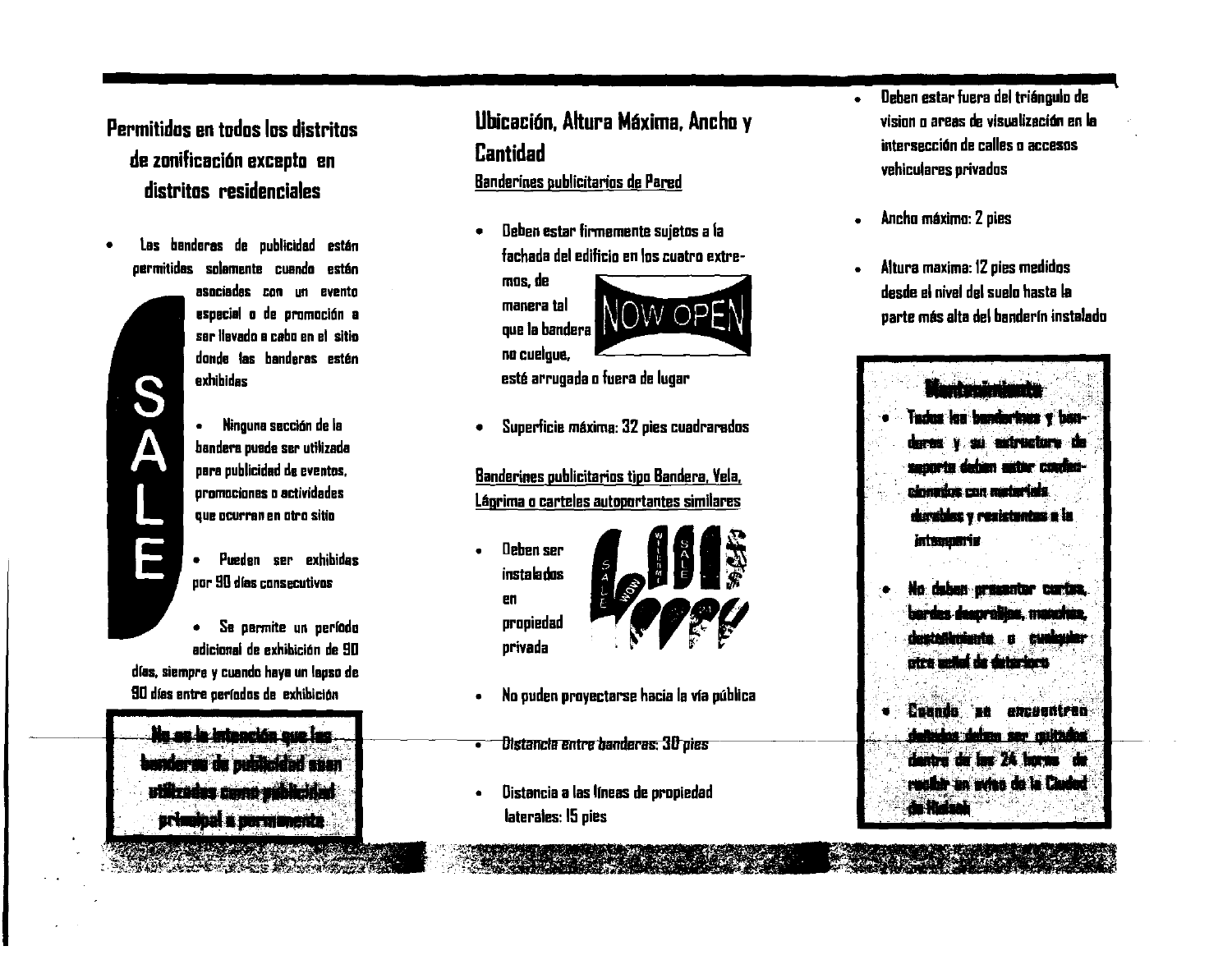## Permitidos en todos los distritos de zonificación excepto en distritos residenciales

- Las banderas de publicidad están permitidas solamente cuando estén asociadas con un evento especial o de promoción a ser llevado a cabo en el sitio donde las banderas estén exhibidas
- Ninguna sección de la bandera puede ser utilizada para publicidad de eventos, promociones o actividades que ocurran en otro sitio
- Pueden ser exhibidas por 90 días consecutivos
- Se permite un período adicional de exhibición de 90 días, siempre y cuando haya un lapso de 90 días entre períodos de exhibición

**No es la intención que las banderas de publicidad sean utilizadas como publicidad principal o permanente**

## Ubicación, Altura Máxima, Ancho y Cantidad

Banderines publicitarios de Pared

- Deben estar firmemente sujetos a la fachada del edificio en los cuatro extremos, de manera tal que la bandera no cuelgue, esté arrugada o fuera de lugar
- Superficie máxima: 32 pies cuadrarados

Banderines publicitarios tipo Bandera, Vela, Lágrima o carteles autoportantes similares

- Deben ser instalados en propiedad privada
- No puden proyectarse hacia la vía pública
- Distancia entre banderas: 30 pies
- Distancia a las líneas de propiedad laterales: 15 pies
- Deben estar fuera del triángulo de vision o areas de visualización en la intersección de calles o accesos vehiculares privados
- Ancho máximo: 2 pies
- Altura maxima: 12 pies medidos desde el nivel del suelo hasta la parte más alta del banderín instalado

**Mantenimiento**

- Todos los banderines y banderas y su estructura de soporte deben estar confeccionados con materiales durables y resistentes a la intemperie
- No deben presentar cortes, bordes desprolijos, manchas, destenimiento o cualquier otra señal de deterioro
- Cuando se encuentren dañados deben ser quitados dentro de las 24 horas de recibir un aviso de la Ciudad de Hialeah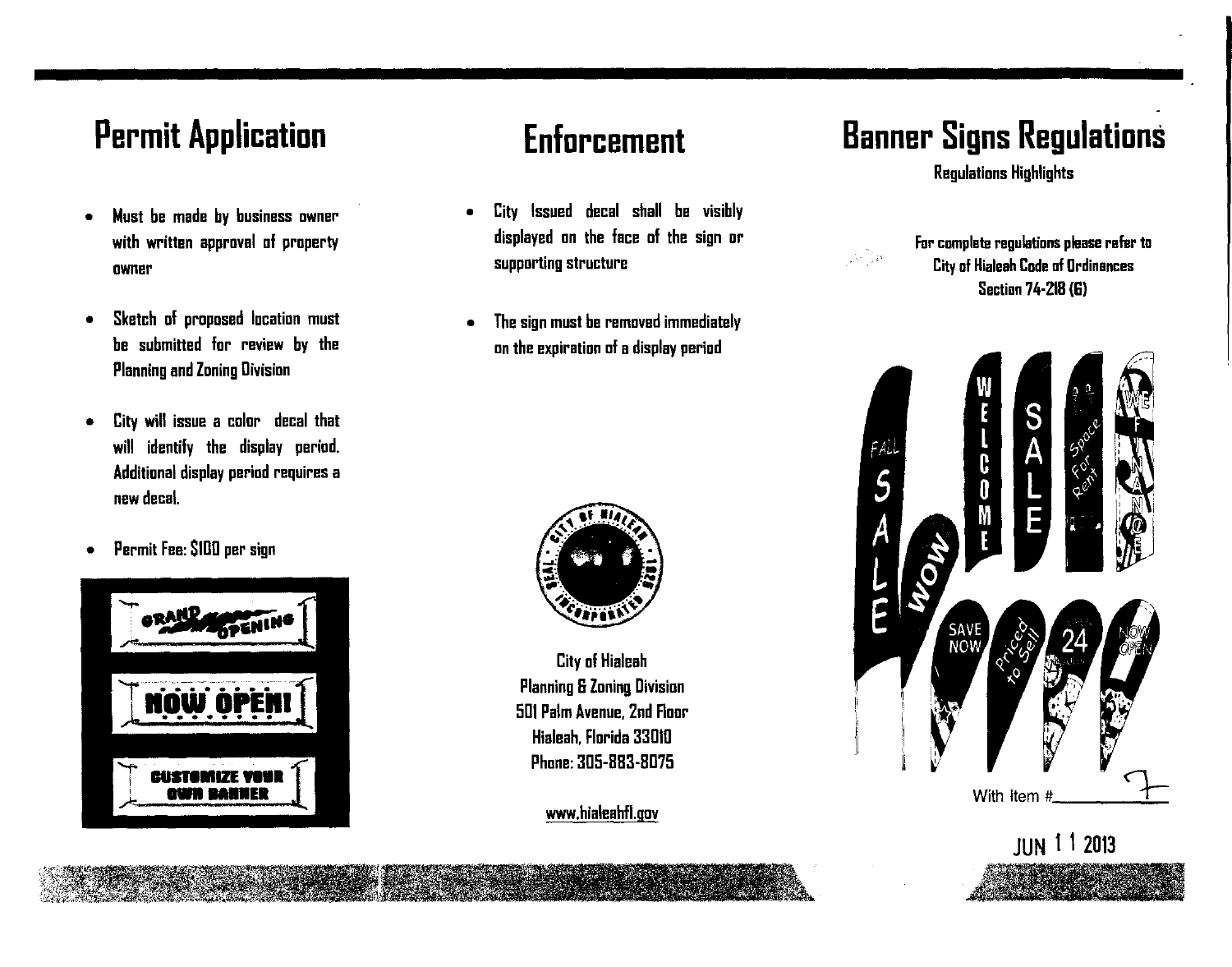# Permit Application

- Must be made by business owner with written approval of property owner
- Sketch of proposed location must be submitted for review by the Planning and Zoning Division
- City will issue a color decal that will identify the display period. Additional display period requires a new decal.
- Permit Fee: $100 per sign

# Enforcement

- City Issued decal shall be visibly displayed on the face of the sign or supporting structure
- The sign must be removed immediately on the expiration of a display period

City of Hialeah
Planning & Zoning Division
501 Palm Avenue, 2nd Floor
Hialeah, Florida 33010
Phone: 305-883-8075

www.hialeahfl.gov

# Banner Signs Regulations

### Regulations Highlights

For complete regulations please refer to City of Hialeah Code of Ordinances Section 74-218 (6)

With item # 7

JUN 11 2013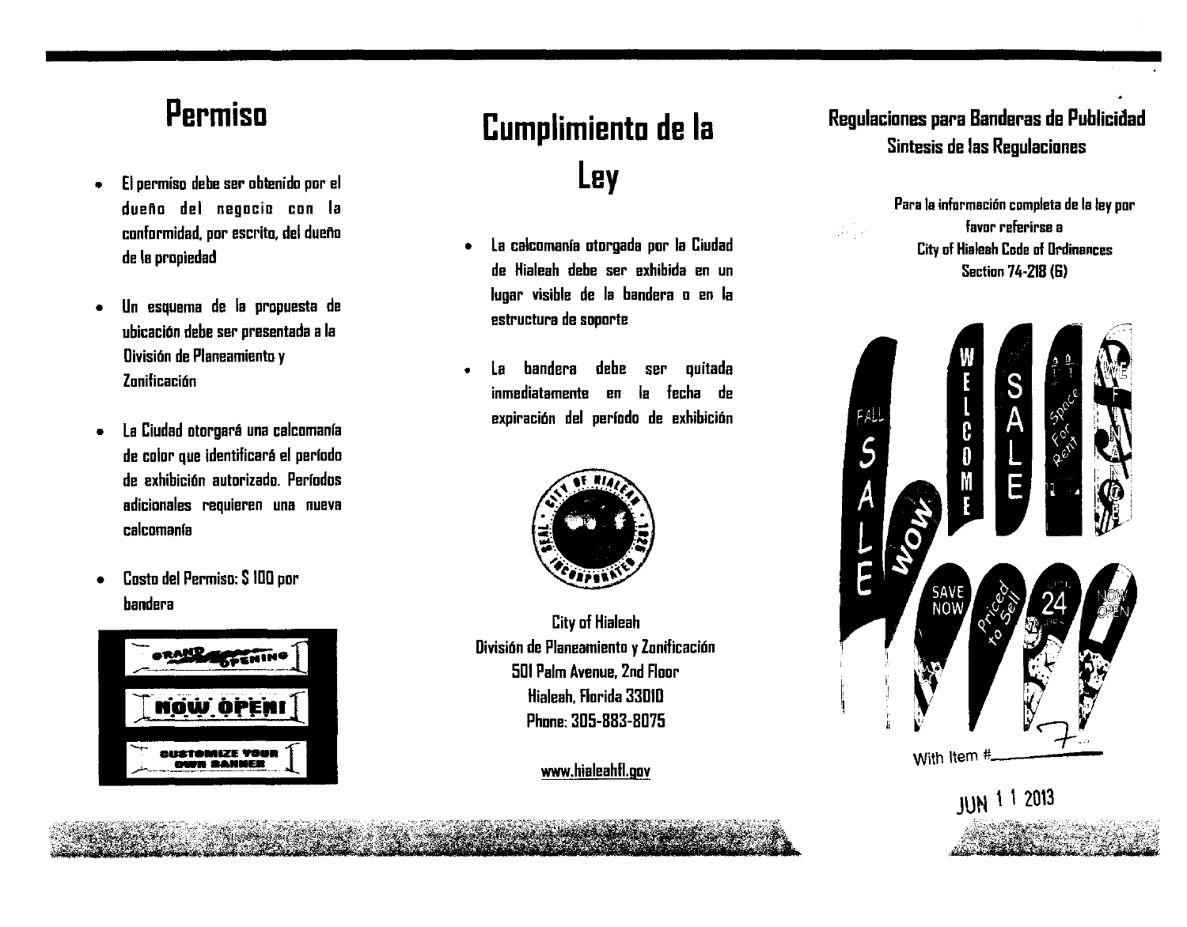# Permiso

- El permiso debe ser obtenido por el dueño del negocio con la conformidad, por escrito, del dueño de la propiedad
- Un esquema de la propuesta de ubicación debe ser presentada a la División de Planeamiento y Zonificación
- La Ciudad otorgará una calcomanía de color que identificará el período de exhibición autorizado. Períodos adicionales requieren una nueva calcomanía
- Costo del Permiso: $ 100 por bandera

# Cumplimiento de la Ley

- La calcomanía otorgada por la Ciudad de Hialeah debe ser exhibida en un lugar visible de la bandera o en la estructura de soporte
- La bandera debe ser quitada inmediatamente en la fecha de expiración del período de exhibición

City of Hialeah
División de Planeamiento y Zonificación
501 Palm Avenue, 2nd Floor
Hialeah, Florida 33010
Phone: 305-883-8075

www.hialeahfl.gov

## Regulaciones para Banderas de Publicidad
## Sintesis de las Regulaciones

Para la información completa de la ley por favor referirse a
City of Hialeah Code of Ordinances
Section 74-218 (6)

With Item # 7

JUN 11 2013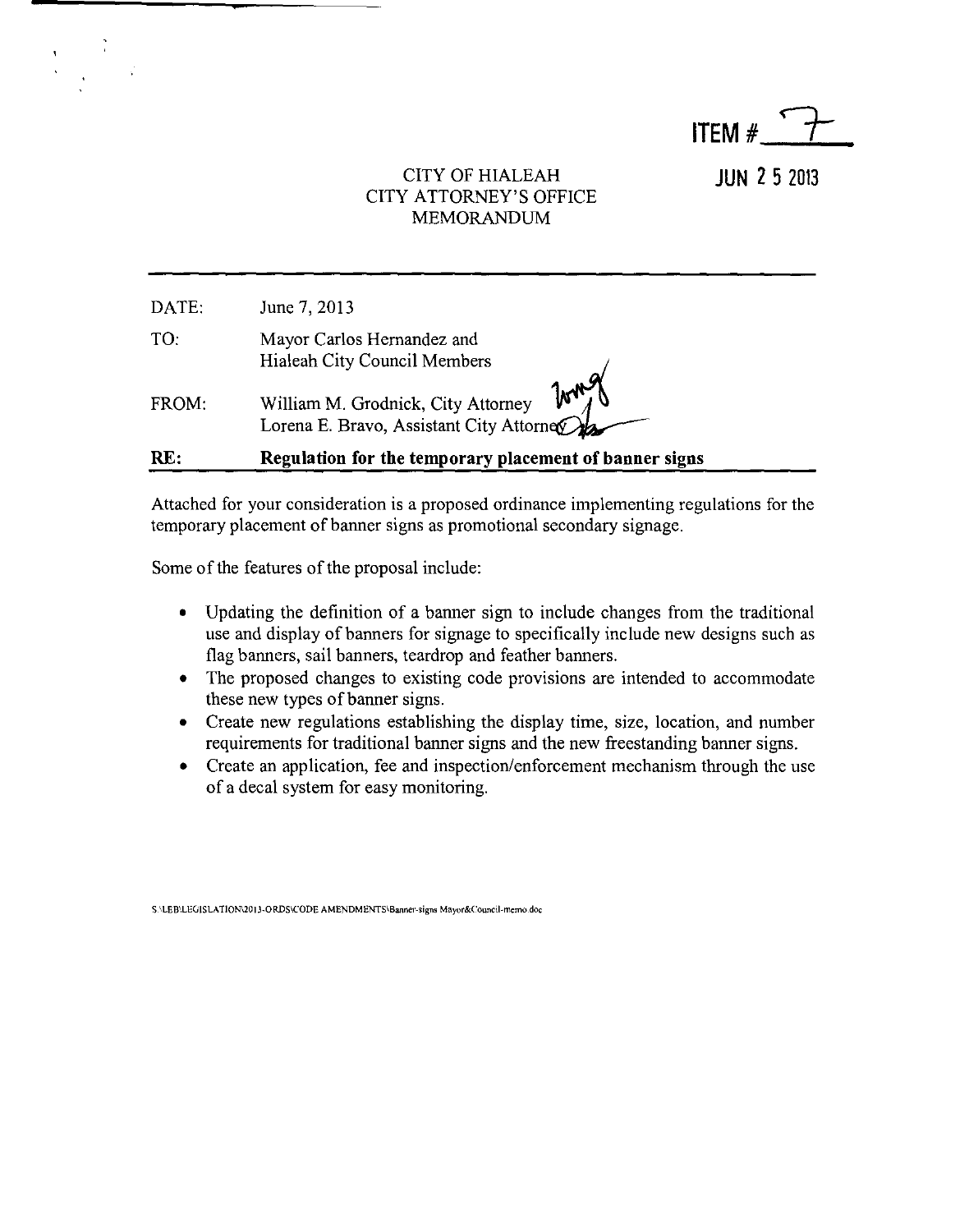ITEM # 7

JUN 25 2013

CITY OF HIALEAH
CITY ATTORNEY'S OFFICE
MEMORANDUM

DATE: June 7, 2013

TO: Mayor Carlos Hernandez and
Hialeah City Council Members

FROM: William M. Grodnick, City Attorney
Lorena E. Bravo, Assistant City Attorney

**RE: Regulation for the temporary placement of banner signs**

Attached for your consideration is a proposed ordinance implementing regulations for the temporary placement of banner signs as promotional secondary signage.

Some of the features of the proposal include:

- Updating the definition of a banner sign to include changes from the traditional use and display of banners for signage to specifically include new designs such as flag banners, sail banners, teardrop and feather banners.
- The proposed changes to existing code provisions are intended to accommodate these new types of banner signs.
- Create new regulations establishing the display time, size, location, and number requirements for traditional banner signs and the new freestanding banner signs.
- Create an application, fee and inspection/enforcement mechanism through the use of a decal system for easy monitoring.

S:\LEB\LEGISLATION\2013-ORDS\CODE AMENDMENTS\Banner-signs Mayor&Council-memo.doc